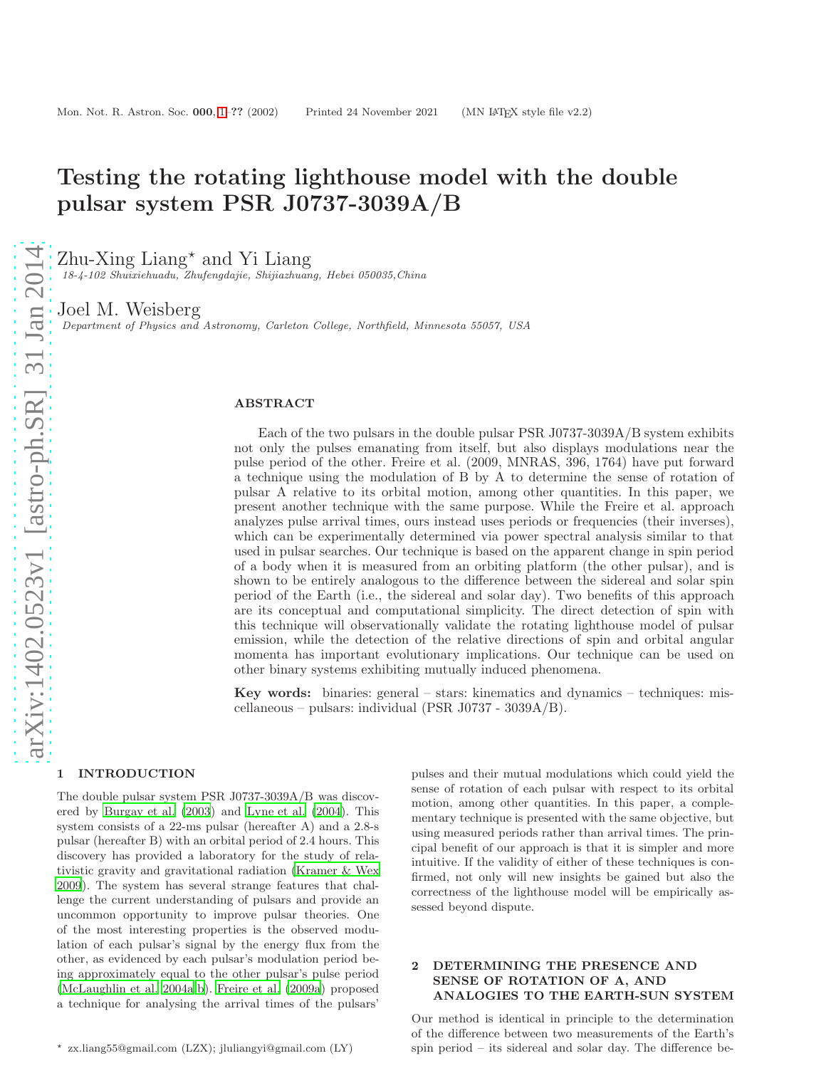# Testing the rotating lighthouse model with the double pulsar system PSR J0737-3039A/B

Zhu-Xing Liang* and Yi Liang

*18-4-102 Shuixiehuadu, Zhufengdajie, Shijiazhuang, Hebei 050035,China*

Joel M. Weisberg

*Department of Physics and Astronomy, Carleton College, Northfield, Minnesota 55057, USA*

## ABSTRACT

Each of the two pulsars in the double pulsar PSR J0737-3039A/B system exhibits not only the pulses emanating from itself, but also displays modulations near the pulse period of the other. Freire et al. (2009, MNRAS, 396, 1764) have put forward a technique using the modulation of B by A to determine the sense of rotation of pulsar A relative to its orbital motion, among other quantities. In this paper, we present another technique with the same purpose. While the Freire et al. approach analyzes pulse arrival times, ours instead uses periods or frequencies (their inverses), which can be experimentally determined via power spectral analysis similar to that used in pulsar searches. Our technique is based on the apparent change in spin period of a body when it is measured from an orbiting platform (the other pulsar), and is shown to be entirely analogous to the difference between the sidereal and solar spin period of the Earth (i.e., the sidereal and solar day). Two benefits of this approach are its conceptual and computational simplicity. The direct detection of spin with this technique will observationally validate the rotating lighthouse model of pulsar emission, while the detection of the relative directions of spin and orbital angular momenta has important evolutionary implications. Our technique can be used on other binary systems exhibiting mutually induced phenomena.

**Key words:** binaries: general – stars: kinematics and dynamics – techniques: miscellaneous – pulsars: individual (PSR J0737 - 3039A/B).

## 1 INTRODUCTION

The double pulsar system PSR J0737-3039A/B was discovered by Burgay et al. (2003) and Lyne et al. (2004). This system consists of a 22-ms pulsar (hereafter A) and a 2.8-s pulsar (hereafter B) with an orbital period of 2.4 hours. This discovery has provided a laboratory for the study of relativistic gravity and gravitational radiation (Kramer & Wex 2009). The system has several strange features that challenge the current understanding of pulsars and provide an uncommon opportunity to improve pulsar theories. One of the most interesting properties is the observed modulation of each pulsar's signal by the energy flux from the other, as evidenced by each pulsar's modulation period being approximately equal to the other pulsar's pulse period (McLaughlin et al. 2004a,b). Freire et al. (2009a) proposed a technique for analysing the arrival times of the pulsars' pulses and their mutual modulations which could yield the sense of rotation of each pulsar with respect to its orbital motion, among other quantities. In this paper, a complementary technique is presented with the same objective, but using measured periods rather than arrival times. The principal benefit of our approach is that it is simpler and more intuitive. If the validity of either of these techniques is confirmed, not only will new insights be gained but also the correctness of the lighthouse model will be empirically assessed beyond dispute.

## 2 DETERMINING THE PRESENCE AND SENSE OF ROTATION OF A, AND ANALOGIES TO THE EARTH-SUN SYSTEM

Our method is identical in principle to the determination of the difference between two measurements of the Earth's spin period – its sidereal and solar day. The difference be-

* zx.liang55@gmail.com (LZX); jlliangyi@gmail.com (LY)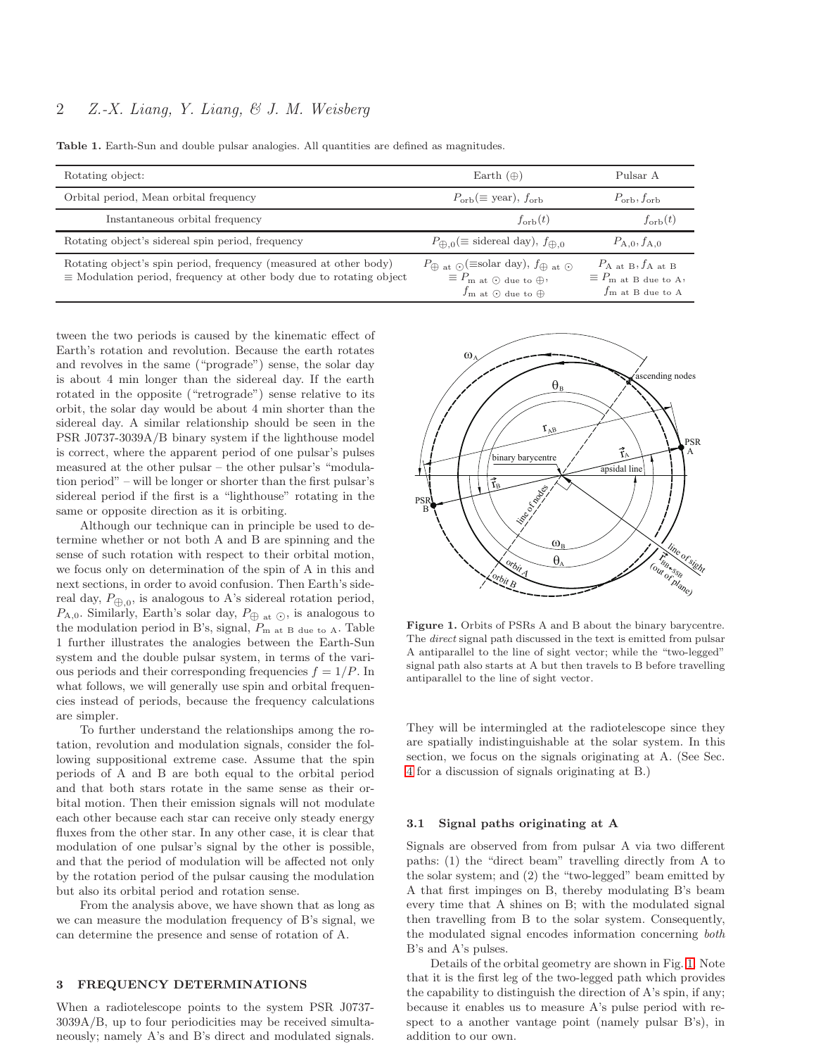**Table 1.** Earth-Sun and double pulsar analogies. All quantities are defined as magnitudes.

| Rotating object: | Earth ($\oplus$) | Pulsar A |
|---|---|---|
| Orbital period, Mean orbital frequency | $P_{\rm orb}(\equiv$ year$)$, $f_{\rm orb}$ | $P_{\rm orb}, f_{\rm orb}$ |
| Instantaneous orbital frequency | $f_{\rm orb}(t)$ | $f_{\rm orb}(t)$ |
| Rotating object's sidereal spin period, frequency | $P_{\oplus,0}(\equiv$ sidereal day$)$, $f_{\oplus,0}$ | $P_{\rm A,0}, f_{\rm A,0}$ |
| Rotating object's spin period, frequency (measured at other body) $\equiv$ Modulation period, frequency at other body due to rotating object | $P_{\oplus \text{ at } \odot}(\equiv$solar day$)$, $f_{\oplus \text{ at } \odot}$ $\equiv P_{\text{m at } \odot \text{ due to } \oplus}$, $f_{\text{m at } \odot \text{ due to } \oplus}$ | $P_{\text{A at B}}, f_{\text{A at B}}$ $\equiv P_{\text{m at B due to A}}$, $f_{\text{m at B due to A}}$ |

tween the two periods is caused by the kinematic effect of Earth's rotation and revolution. Because the earth rotates and revolves in the same ("prograde") sense, the solar day is about 4 min longer than the sidereal day. If the earth rotated in the opposite ("retrograde") sense relative to its orbit, the solar day would be about 4 min shorter than the sidereal day. A similar relationship should be seen in the PSR J0737-3039A/B binary system if the lighthouse model is correct, where the apparent period of one pulsar's pulses measured at the other pulsar – the other pulsar's "modulation period" – will be longer or shorter than the first pulsar's sidereal period if the first is a "lighthouse" rotating in the same or opposite direction as it is orbiting.

Although our technique can in principle be used to determine whether or not both A and B are spinning and the sense of such rotation with respect to their orbital motion, we focus only on determination of the spin of A in this and next sections, in order to avoid confusion. Then Earth's sidereal day, $P_{\oplus,0}$, is analogous to A's sidereal rotation period, $P_{\rm A,0}$. Similarly, Earth's solar day, $P_{\oplus \text{ at } \odot}$, is analogous to the modulation period in B's, signal, $P_{\text{m at B due to A}}$. Table 1 further illustrates the analogies between the Earth-Sun system and the double pulsar system, in terms of the various periods and their corresponding frequencies $f = 1/P$. In what follows, we will generally use spin and orbital frequencies instead of periods, because the frequency calculations are simpler.

To further understand the relationships among the rotation, revolution and modulation signals, consider the following suppositional extreme case. Assume that the spin periods of A and B are both equal to the orbital period and that both stars rotate in the same sense as their orbital motion. Then their emission signals will not modulate each other because each star can receive only steady energy fluxes from the other star. In any other case, it is clear that modulation of one pulsar's signal by the other is possible, and that the period of modulation will be affected not only by the rotation period of the pulsar causing the modulation but also its orbital period and rotation sense.

From the analysis above, we have shown that as long as we can measure the modulation frequency of B's signal, we can determine the presence and sense of rotation of A.

## 3 FREQUENCY DETERMINATIONS

When a radiotelescope points to the system PSR J0737-3039A/B, up to four periodicities may be received simultaneously; namely A's and B's direct and modulated signals.

**Figure 1.** Orbits of PSRs A and B about the binary barycentre. The *direct* signal path discussed in the text is emitted from pulsar A antiparallel to the line of sight vector; while the "two-legged" signal path also starts at A but then travels to B before travelling antiparallel to the line of sight vector.

They will be intermingled at the radiotelescope since they are spatially indistinguishable at the solar system. In this section, we focus on the signals originating at A. (See Sec. 4 for a discussion of signals originating at B.)

### 3.1 Signal paths originating at A

Signals are observed from from pulsar A via two different paths: (1) the "direct beam" travelling directly from A to the solar system; and (2) the "two-legged" beam emitted by A that first impinges on B, thereby modulating B's beam every time that A shines on B; with the modulated signal then travelling from B to the solar system. Consequently, the modulated signal encodes information concerning *both* B's and A's pulses.

Details of the orbital geometry are shown in Fig. 1. Note that it is the first leg of the two-legged path which provides the capability to distinguish the direction of A's spin, if any; because it enables us to measure A's pulse period with respect to a another vantage point (namely pulsar B's), in addition to our own.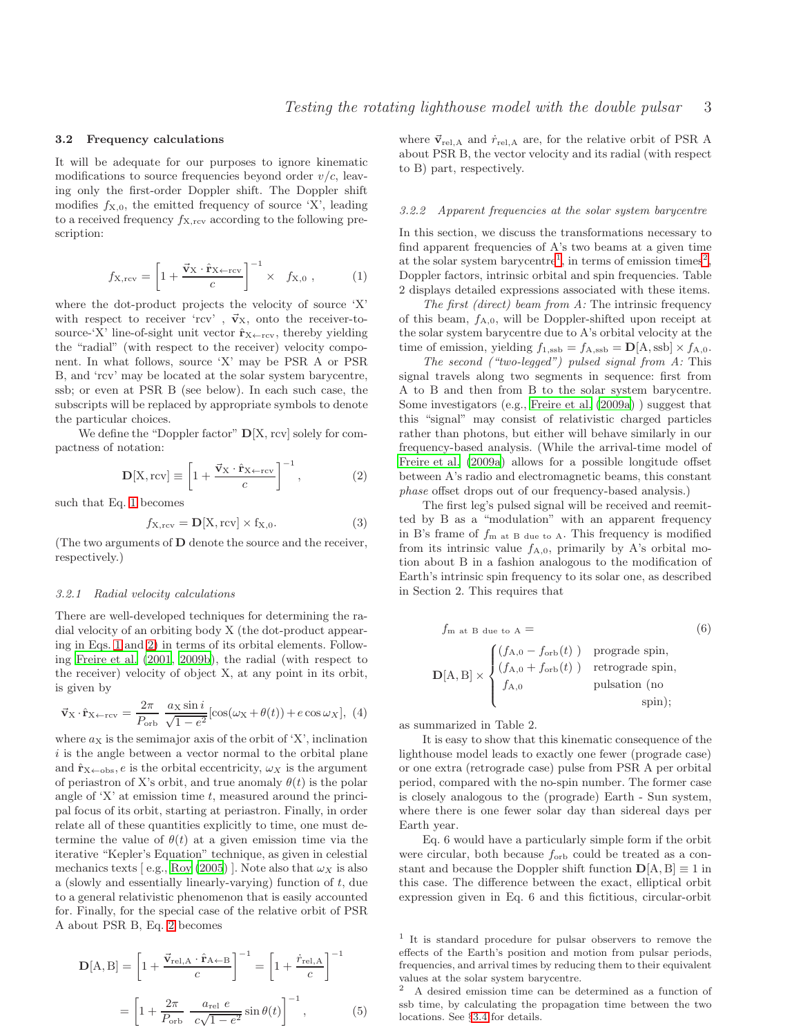### 3.2 Frequency calculations

It will be adequate for our purposes to ignore kinematic modifications to source frequencies beyond order $v/c$, leaving only the first-order Doppler shift. The Doppler shift modifies $f_{\rm X,0}$, the emitted frequency of source 'X', leading to a received frequency $f_{\rm X,rcv}$ according to the following prescription:

$$f_{\rm X,rcv} = \left[1 + \frac{\vec{\mathbf{v}}_{\rm X} \cdot \hat{\mathbf{r}}_{\rm X \leftarrow rcv}}{c}\right]^{-1} \times \quad f_{\rm X,0} \;, \tag{1}$$

where the dot-product projects the velocity of source 'X' with respect to receiver 'rcv' , $\vec{\mathbf{v}}_{\rm X}$, onto the receiver-to-source-'X' line-of-sight unit vector $\hat{\mathbf{r}}_{\rm X \leftarrow rcv}$, thereby yielding the "radial" (with respect to the receiver) velocity component. In what follows, source 'X' may be PSR A or PSR B, and 'rcv' may be located at the solar system barycentre, ssb; or even at PSR B (see below). In each such case, the subscripts will be replaced by appropriate symbols to denote the particular choices.

We define the "Doppler factor" $\mathbf{D}[\mathrm{X}, \mathrm{rcv}]$ solely for compactness of notation:

$$\mathbf{D}[\mathrm{X}, \mathrm{rcv}] \equiv \left[1 + \frac{\vec{\mathbf{v}}_{\rm X} \cdot \hat{\mathbf{r}}_{\rm X \leftarrow rcv}}{c}\right]^{-1}, \tag{2}$$

such that Eq. 1 becomes

$$f_{\rm X,rcv} = \mathbf{D}[\mathrm{X}, \mathrm{rcv}] \times \mathrm{f}_{\rm X,0}. \tag{3}$$

(The two arguments of $\mathbf{D}$ denote the source and the receiver, respectively.)

#### 3.2.1 Radial velocity calculations

There are well-developed techniques for determining the radial velocity of an orbiting body X (the dot-product appearing in Eqs. 1 and 2) in terms of its orbital elements. Following Freire et al. (2001, 2009b), the radial (with respect to the receiver) velocity of object X, at any point in its orbit, is given by

$$\vec{\mathbf{v}}_{\rm X} \cdot \hat{\mathbf{r}}_{\rm X \leftarrow rcv} = \frac{2\pi}{P_{\rm orb}} \, \frac{a_{\rm X} \sin i}{\sqrt{1 - e^2}} [\cos(\omega_{\rm X} + \theta(t)) + e \cos \omega_X], \tag{4}$$

where $a_{\rm X}$ is the semimajor axis of the orbit of 'X', inclination $i$ is the angle between a vector normal to the orbital plane and $\hat{\mathbf{r}}_{\rm X \leftarrow obs}$, $e$ is the orbital eccentricity, $\omega_X$ is the argument of periastron of X's orbit, and true anomaly $\theta(t)$ is the polar angle of 'X' at emission time $t$, measured around the principal focus of its orbit, starting at periastron. Finally, in order relate all of these quantities explicitly to time, one must determine the value of $\theta(t)$ at a given emission time via the iterative "Kepler's Equation" technique, as given in celestial mechanics texts [ e.g., Roy (2005) ]. Note also that $\omega_X$ is also a (slowly and essentially linearly-varying) function of $t$, due to a general relativistic phenomenon that is easily accounted for. Finally, for the special case of the relative orbit of PSR A about PSR B, Eq. 2 becomes

$$\mathbf{D}[\mathrm{A}, \mathrm{B}] = \left[1 + \frac{\vec{\mathbf{v}}_{\rm rel,A} \cdot \hat{\mathbf{r}}_{\rm A \leftarrow B}}{c}\right]^{-1} = \left[1 + \frac{\dot{r}_{\rm rel,A}}{c}\right]^{-1}$$

$$= \left[1 + \frac{2\pi}{P_{\rm orb}} \, \frac{a_{\rm rel} \; e}{c\sqrt{1 - e^2}} \sin \theta(t)\right]^{-1}, \tag{5}$$

where $\vec{\mathbf{v}}_{\rm rel,A}$ and $\dot{r}_{\rm rel,A}$ are, for the relative orbit of PSR A about PSR B, the vector velocity and its radial (with respect to B) part, respectively.

#### 3.2.2 Apparent frequencies at the solar system barycentre

In this section, we discuss the transformations necessary to find apparent frequencies of A's two beams at a given time at the solar system barycentre[1], in terms of emission times[2], Doppler factors, intrinsic orbital and spin frequencies. Table 2 displays detailed expressions associated with these items.

*The first (direct) beam from A:* The intrinsic frequency of this beam, $f_{\rm A,0}$, will be Doppler-shifted upon receipt at the solar system barycentre due to A's orbital velocity at the time of emission, yielding $f_{\rm 1,ssb} = f_{\rm A,ssb} = \mathbf{D}[\mathrm{A}, \mathrm{ssb}] \times f_{\rm A,0}$.

*The second ("two-legged") pulsed signal from A:* This signal travels along two segments in sequence: first from A to B and then from B to the solar system barycentre. Some investigators (e.g., Freire et al. (2009a) ) suggest that this "signal" may consist of relativistic charged particles rather than photons, but either will behave similarly in our frequency-based analysis. (While the arrival-time model of Freire et al. (2009a) allows for a possible longitude offset between A's radio and electromagnetic beams, this constant *phase* offset drops out of our frequency-based analysis.)

The first leg's pulsed signal will be received and reemitted by B as a "modulation" with an apparent frequency in B's frame of $f_{\rm m \; at \; B \; due \; to \; A}$. This frequency is modified from its intrinsic value $f_{\rm A,0}$, primarily by A's orbital motion about B in a fashion analogous to the modification of Earth's intrinsic spin frequency to its solar one, as described in Section 2. This requires that

$$f_{\rm m \; at \; B \; due \; to \; A} = \tag{6}$$

$$\mathbf{D}[\mathrm{A}, \mathrm{B}] \times \begin{cases} (f_{\rm A,0} - f_{\rm orb}(t)\;) & \text{prograde spin,} \\ (f_{\rm A,0} + f_{\rm orb}(t)\;) & \text{retrograde spin,} \\ f_{\rm A,0} & \text{pulsation (no spin);} \end{cases}$$

as summarized in Table 2.

It is easy to show that this kinematic consequence of the lighthouse model leads to exactly one fewer (prograde case) or one extra (retrograde case) pulse from PSR A per orbital period, compared with the no-spin number. The former case is closely analogous to the (prograde) Earth - Sun system, where there is one fewer solar day than sidereal days per Earth year.

Eq. 6 would have a particularly simple form if the orbit were circular, both because $f_{\rm orb}$ could be treated as a constant and because the Doppler shift function $\mathbf{D}[\mathrm{A}, \mathrm{B}] \equiv 1$ in this case. The difference between the exact, elliptical orbit expression given in Eq. 6 and this fictitious, circular-orbit

[1] It is standard procedure for pulsar observers to remove the effects of the Earth's position and motion from pulsar periods, frequencies, and arrival times by reducing them to their equivalent values at the solar system barycentre.

[2] A desired emission time can be determined as a function of ssb time, by calculating the propagation time between the two locations. See §3.4 for details.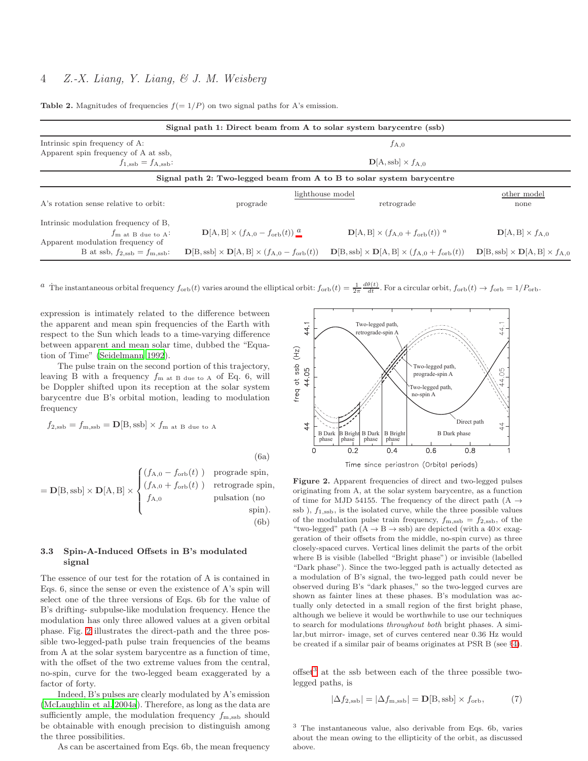**Table 2.** Magnitudes of frequencies $f(=1/P)$ on two signal paths for A's emission.

| **Signal path 1: Direct beam from A to solar system barycentre (ssb)** | | | |
|---|---|---|---|
| Intrinsic spin frequency of A: | $f_{\rm A,0}$ | | |
| Apparent spin frequency of A at ssb, $f_{1,\rm ssb} = f_{\rm A,ssb}$: | $\mathbf{D}[{\rm A,ssb}] \times f_{\rm A,0}$ | | |
| **Signal path 2: Two-legged beam from A to B to solar system barycentre** | | | |
| | lighthouse model | | other model |
| A's rotation sense relative to orbit: | prograde | retrograde | none |
| Intrinsic modulation frequency of B, $f_{\rm m\ at\ B\ due\ to\ A}$: | $\mathbf{D}[{\rm A,B}] \times (f_{\rm A,0} - f_{\rm orb}(t))$ [a] | $\mathbf{D}[{\rm A,B}] \times (f_{\rm A,0} + f_{\rm orb}(t))$ [a] | $\mathbf{D}[{\rm A,B}] \times f_{\rm A,0}$ |
| Apparent modulation frequency of B at ssb, $f_{2,\rm ssb} = f_{\rm m,ssb}$: | $\mathbf{D}[{\rm B,ssb}] \times \mathbf{D}[{\rm A,B}] \times (f_{\rm A,0} - f_{\rm orb}(t))$ | $\mathbf{D}[{\rm B,ssb}] \times \mathbf{D}[{\rm A,B}] \times (f_{\rm A,0} + f_{\rm orb}(t))$ | $\mathbf{D}[{\rm B,ssb}] \times \mathbf{D}[{\rm A,B}] \times f_{\rm A,0}$ |

[a] The instantaneous orbital frequency $f_{\rm orb}(t)$ varies around the elliptical orbit: $f_{\rm orb}(t) = \frac{1}{2\pi}\frac{d\theta(t)}{dt}$. For a circular orbit, $f_{\rm orb}(t) \to f_{\rm orb} = 1/P_{\rm orb}$.

expression is intimately related to the difference between the apparent and mean spin frequencies of the Earth with respect to the Sun which leads to a time-varying difference between apparent and mean solar time, dubbed the "Equation of Time" (Seidelmann 1992).

The pulse train on the second portion of this trajectory, leaving B with a frequency $f_{\rm m\ at\ B\ due\ to\ A}$ of Eq. 6, will be Doppler shifted upon its reception at the solar system barycentre due B's orbital motion, leading to modulation frequency

$$f_{2,\rm ssb} = f_{\rm m,ssb} = \mathbf{D}[{\rm B,ssb}] \times f_{\rm m\ at\ B\ due\ to\ A} \tag{6a}$$

$$= \mathbf{D}[{\rm B,ssb}] \times \mathbf{D}[{\rm A,B}] \times \begin{cases} (f_{\rm A,0} - f_{\rm orb}(t)\,) & \text{prograde spin,} \\ (f_{\rm A,0} + f_{\rm orb}(t)\,) & \text{retrograde spin,} \\ f_{\rm A,0} & \text{pulsation (no spin).} \end{cases} \tag{6b}$$

### 3.3 Spin-A-Induced Offsets in B's modulated signal

The essence of our test for the rotation of A is contained in Eqs. 6, since the sense or even the existence of A's spin will select one of the three versions of Eqs. 6b for the value of B's drifting- subpulse-like modulation frequency. Hence the modulation has only three allowed values at a given orbital phase. Fig. 2 illustrates the direct-path and the three possible two-legged-path pulse train frequencies of the beams from A at the solar system barycentre as a function of time, with the offset of the two extreme values from the central, no-spin, curve for the two-legged beam exaggerated by a factor of forty.

Indeed, B's pulses are clearly modulated by A's emission (McLaughlin et al. 2004a). Therefore, as long as the data are sufficiently ample, the modulation frequency $f_{\rm m,ssb}$ should be obtainable with enough precision to distinguish among the three possibilities.

As can be ascertained from Eqs. 6b, the mean frequency offset[3] at the ssb between each of the three possible two-legged paths, is

$$|\Delta f_{2,\rm ssb}| = |\Delta f_{\rm m,ssb}| = \mathbf{D}[{\rm B,ssb}] \times f_{\rm orb}, \tag{7}$$

**Figure 2.** Apparent frequencies of direct and two-legged pulses originating from A, at the solar system barycentre, as a function of time for MJD 54155. The frequency of the direct path (A → ssb ), $f_{1,\rm ssb}$, is the isolated curve, while the three possible values of the modulation pulse train frequency, $f_{\rm m,ssb} = f_{2,\rm ssb}$, of the "two-legged" path (A → B → ssb) are depicted (with a 40× exaggeration of their offsets from the middle, no-spin curve) as three closely-spaced curves. Vertical lines delimit the parts of the orbit where B is visible (labelled "Bright phase") or invisible (labelled "Dark phase"). Since the two-legged path is actually detected as a modulation of B's signal, the two-legged path could never be observed during B's "dark phases," so the two-legged curves are shown as fainter lines at these phases. B's modulation was actually only detected in a small region of the first bright phase, although we believe it would be worthwhile to use our techniques to search for modulations *throughout both* bright phases. A similar,but mirror- image, set of curves centered near 0.36 Hz would be created if a similar pair of beams originates at PSR B (see §4).

[3] The instantaneous value, also derivable from Eqs. 6b, varies about the mean owing to the ellipticity of the orbit, as discussed above.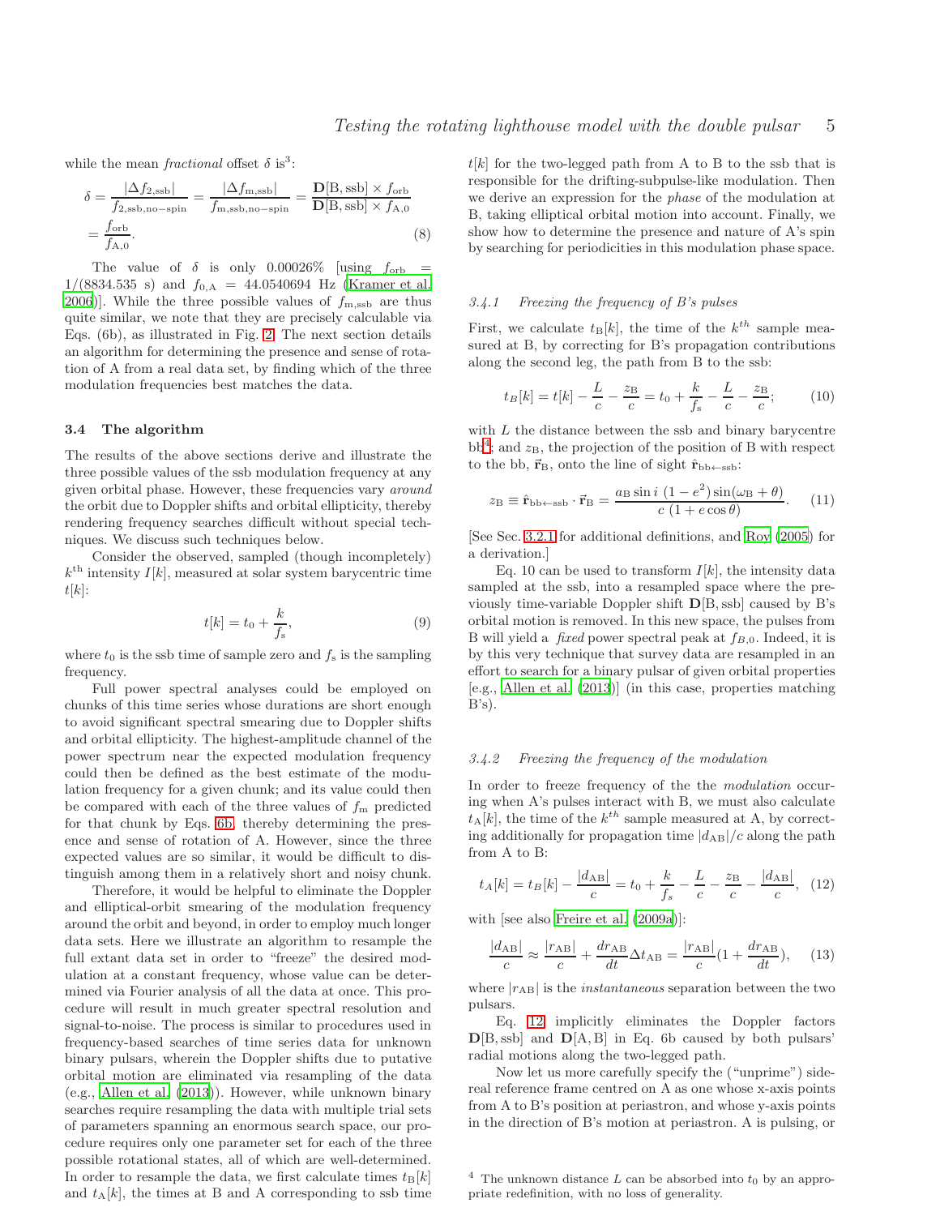while the mean *fractional* offset $\delta$ is[3]:

$$\delta = \frac{|\Delta f_{2,\mathrm{ssb}}|}{f_{2,\mathrm{ssb,no-spin}}} = \frac{|\Delta f_{\mathrm{m,ssb}}|}{f_{\mathrm{m,ssb,no-spin}}} = \frac{\mathbf{D}[\mathrm{B,ssb}] \times f_{\mathrm{orb}}}{\mathbf{D}[\mathrm{B,ssb}] \times f_{\mathrm{A},0}} = \frac{f_{\mathrm{orb}}}{f_{\mathrm{A},0}}. \quad (8)$$

The value of $\delta$ is only 0.00026% [using $f_{\mathrm{orb}} = 1/(8834.535\ \mathrm{s})$ and $f_{0,\mathrm{A}} = 44.0540694$ Hz (Kramer et al. 2006)]. While the three possible values of $f_{\mathrm{m,ssb}}$ are thus quite similar, we note that they are precisely calculable via Eqs. (6b), as illustrated in Fig. 2. The next section details an algorithm for determining the presence and sense of rotation of A from a real data set, by finding which of the three modulation frequencies best matches the data.

### 3.4 The algorithm

The results of the above sections derive and illustrate the three possible values of the ssb modulation frequency at any given orbital phase. However, these frequencies vary *around* the orbit due to Doppler shifts and orbital ellipticity, thereby rendering frequency searches difficult without special techniques. We discuss such techniques below.

Consider the observed, sampled (though incompletely) $k^{\mathrm{th}}$ intensity $I[k]$, measured at solar system barycentric time $t[k]$:

$$t[k] = t_0 + \frac{k}{f_{\mathrm{s}}}, \quad (9)$$

where $t_0$ is the ssb time of sample zero and $f_{\mathrm{s}}$ is the sampling frequency.

Full power spectral analyses could be employed on chunks of this time series whose durations are short enough to avoid significant spectral smearing due to Doppler shifts and orbital ellipticity. The highest-amplitude channel of the power spectrum near the expected modulation frequency could then be defined as the best estimate of the modulation frequency for a given chunk; and its value could then be compared with each of the three values of $f_{\mathrm{m}}$ predicted for that chunk by Eqs. 6b, thereby determining the presence and sense of rotation of A. However, since the three expected values are so similar, it would be difficult to distinguish among them in a relatively short and noisy chunk.

Therefore, it would be helpful to eliminate the Doppler and elliptical-orbit smearing of the modulation frequency around the orbit and beyond, in order to employ much longer data sets. Here we illustrate an algorithm to resample the full extant data set in order to "freeze" the desired modulation at a constant frequency, whose value can be determined via Fourier analysis of all the data at once. This procedure will result in much greater spectral resolution and signal-to-noise. The process is similar to procedures used in frequency-based searches of time series data for unknown binary pulsars, wherein the Doppler shifts due to putative orbital motion are eliminated via resampling of the data (e.g., Allen et al. (2013)). However, while unknown binary searches require resampling the data with multiple trial sets of parameters spanning an enormous search space, our procedure requires only one parameter set for each of the three possible rotational states, all of which are well-determined. In order to resample the data, we first calculate times $t_{\mathrm{B}}[k]$ and $t_{\mathrm{A}}[k]$, the times at B and A corresponding to ssb time $t[k]$ for the two-legged path from A to B to the ssb that is responsible for the drifting-subpulse-like modulation. Then we derive an expression for the *phase* of the modulation at B, taking elliptical orbital motion into account. Finally, we show how to determine the presence and nature of A's spin by searching for periodicities in this modulation phase space.

#### 3.4.1 Freezing the frequency of B's pulses

First, we calculate $t_{\mathrm{B}}[k]$, the time of the $k^{th}$ sample measured at B, by correcting for B's propagation contributions along the second leg, the path from B to the ssb:

$$t_B[k] = t[k] - \frac{L}{c} - \frac{z_{\mathrm{B}}}{c} = t_0 + \frac{k}{f_{\mathrm{s}}} - \frac{L}{c} - \frac{z_{\mathrm{B}}}{c}; \quad (10)$$

with $L$ the distance between the ssb and binary barycentre bb[4]; and $z_{\mathrm{B}}$, the projection of the position of B with respect to the bb, $\vec{\mathbf{r}}_{\mathrm{B}}$, onto the line of sight $\hat{\mathbf{r}}_{\mathrm{bb}\leftarrow\mathrm{ssb}}$:

$$z_{\mathrm{B}} \equiv \hat{\mathbf{r}}_{\mathrm{bb}\leftarrow\mathrm{ssb}} \cdot \vec{\mathbf{r}}_{\mathrm{B}} = \frac{a_{\mathrm{B}} \sin i\ (1 - e^2) \sin(\omega_{\mathrm{B}} + \theta)}{c\ (1 + e\cos\theta)}. \quad (11)$$

[See Sec. 3.2.1 for additional definitions, and Roy (2005) for a derivation.]

Eq. 10 can be used to transform $I[k]$, the intensity data sampled at the ssb, into a resampled space where the previously time-variable Doppler shift $\mathbf{D}[\mathrm{B,ssb}]$ caused by B's orbital motion is removed. In this new space, the pulses from B will yield a *fixed* power spectral peak at $f_{B,0}$. Indeed, it is by this very technique that survey data are resampled in an effort to search for a binary pulsar of given orbital properties [e.g., Allen et al. (2013)] (in this case, properties matching B's).

#### 3.4.2 Freezing the frequency of the modulation

In order to freeze frequency of the the *modulation* occuring when A's pulses interact with B, we must also calculate $t_{\mathrm{A}}[k]$, the time of the $k^{th}$ sample measured at A, by correcting additionally for propagation time $|d_{\mathrm{AB}}|/c$ along the path from A to B:

$$t_A[k] = t_B[k] - \frac{|d_{\mathrm{AB}}|}{c} = t_0 + \frac{k}{f_s} - \frac{L}{c} - \frac{z_{\mathrm{B}}}{c} - \frac{|d_{\mathrm{AB}}|}{c}, \quad (12)$$

with [see also Freire et al. (2009a)]:

$$\frac{|d_{\mathrm{AB}}|}{c} \approx \frac{|r_{\mathrm{AB}}|}{c} + \frac{dr_{\mathrm{AB}}}{dt}\Delta t_{\mathrm{AB}} = \frac{|r_{\mathrm{AB}}|}{c}\left(1 + \frac{dr_{\mathrm{AB}}}{dt}\right), \quad (13)$$

where $|r_{\mathrm{AB}}|$ is the *instantaneous* separation between the two pulsars.

Eq. 12 implicitly eliminates the Doppler factors $\mathbf{D}[\mathrm{B,ssb}]$ and $\mathbf{D}[\mathrm{A,B}]$ in Eq. 6b caused by both pulsars' radial motions along the two-legged path.

Now let us more carefully specify the ("unprime") sidereal reference frame centred on A as one whose x-axis points from A to B's position at periastron, and whose y-axis points in the direction of B's motion at periastron. A is pulsing, or

[4] The unknown distance $L$ can be absorbed into $t_0$ by an appropriate redefinition, with no loss of generality.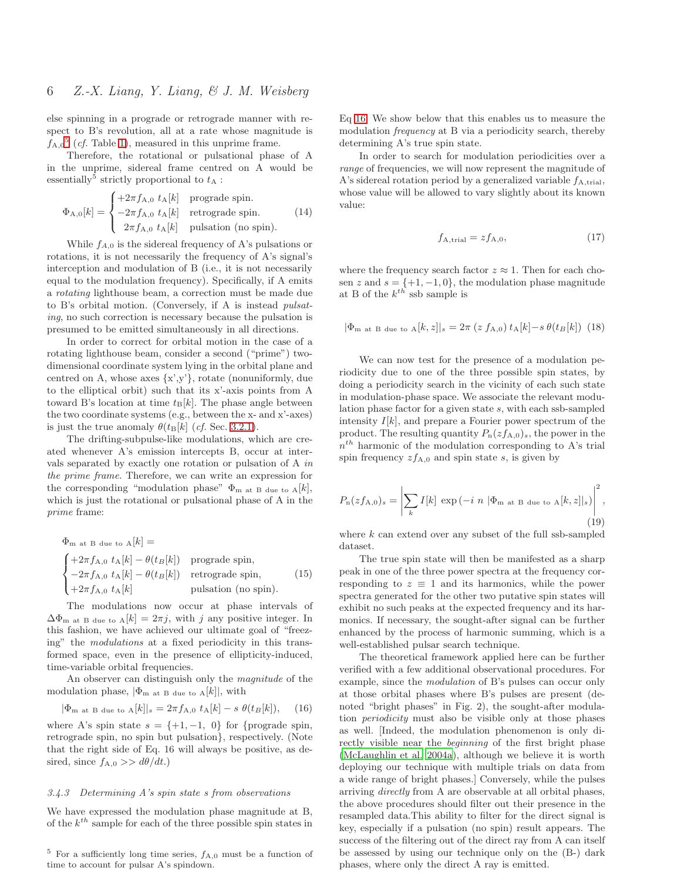else spinning in a prograde or retrograde manner with respect to B's revolution, all at a rate whose magnitude is $f_{\rm A,0}$[5] (*cf.* Table 1), measured in this unprime frame.

Therefore, the rotational or pulsational phase of A in the unprime, sidereal frame centred on A would be essentially[5] strictly proportional to $t_{\rm A}$ :

$$\Phi_{\rm A,0}[k] = \begin{cases} +2\pi f_{\rm A,0}\ t_{\rm A}[k] & \text{prograde spin.} \\ -2\pi f_{\rm A,0}\ t_{\rm A}[k] & \text{retrograde spin.} \\ \ \ 2\pi f_{\rm A,0}\ t_{\rm A}[k] & \text{pulsation (no spin).} \end{cases} \quad (14)$$

While $f_{A,0}$ is the sidereal frequency of A's pulsations or rotations, it is not necessarily the frequency of A's signal's interception and modulation of B (i.e., it is not necessarily equal to the modulation frequency). Specifically, if A emits a *rotating* lighthouse beam, a correction must be made due to B's orbital motion. (Conversely, if A is instead *pulsating*, no such correction is necessary because the pulsation is presumed to be emitted simultaneously in all directions.

In order to correct for orbital motion in the case of a rotating lighthouse beam, consider a second ("prime") two-dimensional coordinate system lying in the orbital plane and centred on A, whose axes {x',y'}, rotate (nonuniformly, due to the elliptical orbit) such that its x'-axis points from A toward B's location at time $t_{\rm B}[k]$. The phase angle between the two coordinate systems (e.g., between the x- and x'-axes) is just the true anomaly $\theta(t_{\rm B}[k]$ (*cf.* Sec. 3.2.1).

The drifting-subpulse-like modulations, which are created whenever A's emission intercepts B, occur at intervals separated by exactly one rotation or pulsation of A *in the prime frame.* Therefore, we can write an expression for the corresponding "modulation phase" $\Phi_{\rm m\ at\ B\ due\ to\ A}[k]$, which is just the rotational or pulsational phase of A in the *prime* frame:

$$\Phi_{\rm m\ at\ B\ due\ to\ A}[k] =$$
$$\begin{cases} +2\pi f_{\rm A,0}\ t_{\rm A}[k] - \theta(t_B[k]) & \text{prograde spin,} \\ -2\pi f_{\rm A,0}\ t_{\rm A}[k] - \theta(t_B[k]) & \text{retrograde spin,} \\ +2\pi f_{\rm A,0}\ t_{\rm A}[k] & \text{pulsation (no spin).} \end{cases} \quad (15)$$

The modulations now occur at phase intervals of $\Delta\Phi_{\rm m\ at\ B\ due\ to\ A}[k] = 2\pi j$, with $j$ any positive integer. In this fashion, we have achieved our ultimate goal of "freezing" the *modulations* at a fixed periodicity in this transformed space, even in the presence of ellipticity-induced, time-variable orbital frequencies.

An observer can distinguish only the *magnitude* of the modulation phase, $|\Phi_{\rm m\ at\ B\ due\ to\ A}[k]|$, with

$$|\Phi_{\rm m\ at\ B\ due\ to\ A}[k]|_s = 2\pi f_{\rm A,0}\ t_{\rm A}[k] - s\ \theta(t_B[k]), \quad (16)$$

where A's spin state $s = \{+1, -1,\ 0\}$ for {prograde spin, retrograde spin, no spin but pulsation}, respectively. (Note that the right side of Eq. 16 will always be positive, as desired, since $f_{\rm A,0} >> d\theta/dt$.)

### 3.4.3 Determining A's spin state s from observations

We have expressed the modulation phase magnitude at B, of the $k^{th}$ sample for each of the three possible spin states in Eq 16. We show below that this enables us to measure the modulation *frequency* at B via a periodicity search, thereby determining A's true spin state.

In order to search for modulation periodicities over a *range* of frequencies, we will now represent the magnitude of A's sidereal rotation period by a generalized variable $f_{\rm A,trial}$, whose value will be allowed to vary slightly about its known value:

$$f_{\rm A,trial} = z f_{\rm A,0}, \quad (17)$$

where the frequency search factor $z \approx 1$. Then for each chosen $z$ and $s = \{+1, -1, 0\}$, the modulation phase magnitude at B of the $k^{th}$ ssb sample is

$$|\Phi_{\rm m\ at\ B\ due\ to\ A}[k, z]|_s = 2\pi\ (z\ f_{\rm A,0})\ t_{\rm A}[k] - s\ \theta(t_B[k]) \quad (18)$$

We can now test for the presence of a modulation periodicity due to one of the three possible spin states, by doing a periodicity search in the vicinity of each such state in modulation-phase space. We associate the relevant modulation phase factor for a given state $s$, with each ssb-sampled intensity $I[k]$, and prepare a Fourier power spectrum of the product. The resulting quantity $P_{\rm n}(zf_{\rm A,0})_s$, the power in the $n^{th}$ harmonic of the modulation corresponding to A's trial spin frequency $zf_{\rm A,0}$ and spin state $s$, is given by

$$P_{\rm n}(zf_{\rm A,0})_s = \left| \sum_k I[k]\ \exp\left(-i\ n\ |\Phi_{\rm m\ at\ B\ due\ to\ A}[k, z]|_s\right) \right|^2, \quad (19)$$

where $k$ can extend over any subset of the full ssb-sampled dataset.

The true spin state will then be manifested as a sharp peak in one of the three power spectra at the frequency corresponding to $z \equiv 1$ and its harmonics, while the power spectra generated for the other two putative spin states will exhibit no such peaks at the expected frequency and its harmonics. If necessary, the sought-after signal can be further enhanced by the process of harmonic summing, which is a well-established pulsar search technique.

The theoretical framework applied here can be further verified with a few additional observational procedures. For example, since the *modulation* of B's pulses can occur only at those orbital phases where B's pulses are present (denoted "bright phases" in Fig. 2), the sought-after modulation *periodicity* must also be visible only at those phases as well. [Indeed, the modulation phenomenon is only directly visible near the *beginning* of the first bright phase (McLaughlin et al. 2004a), although we believe it is worth deploying our technique with multiple trials on data from a wide range of bright phases.] Conversely, while the pulses arriving *directly* from A are observable at all orbital phases, the above procedures should filter out their presence in the resampled data.This ability to filter for the direct signal is key, especially if a pulsation (no spin) result appears. The success of the filtering out of the direct ray from A can itself be assessed by using our technique only on the (B-) dark phases, where only the direct A ray is emitted.

[5] For a sufficiently long time series, $f_{\rm A,0}$ must be a function of time to account for pulsar A's spindown.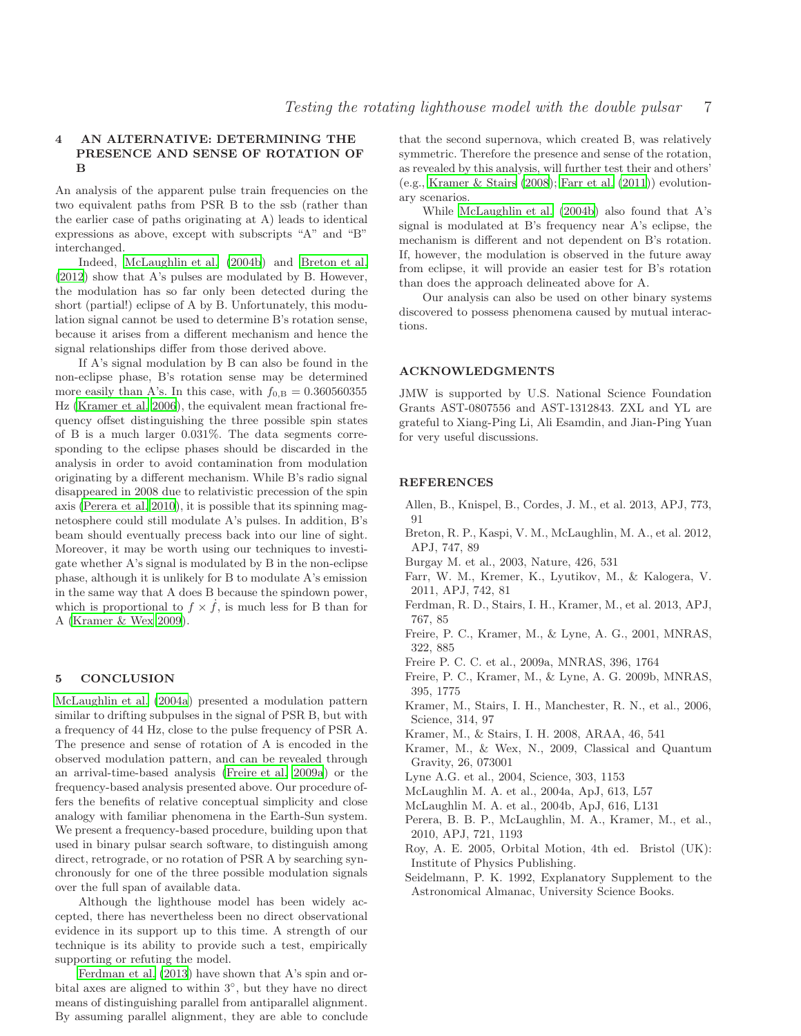## 4 AN ALTERNATIVE: DETERMINING THE PRESENCE AND SENSE OF ROTATION OF B

An analysis of the apparent pulse train frequencies on the two equivalent paths from PSR B to the ssb (rather than the earlier case of paths originating at A) leads to identical expressions as above, except with subscripts "A" and "B" interchanged.

Indeed, McLaughlin et al. (2004b) and Breton et al. (2012) show that A's pulses are modulated by B. However, the modulation has so far only been detected during the short (partial!) eclipse of A by B. Unfortunately, this modulation signal cannot be used to determine B's rotation sense, because it arises from a different mechanism and hence the signal relationships differ from those derived above.

If A's signal modulation by B can also be found in the non-eclipse phase, B's rotation sense may be determined more easily than A's. In this case, with $f_{0,\mathrm{B}} = 0.360560355$ Hz (Kramer et al. 2006), the equivalent mean fractional frequency offset distinguishing the three possible spin states of B is a much larger 0.031%. The data segments corresponding to the eclipse phases should be discarded in the analysis in order to avoid contamination from modulation originating by a different mechanism. While B's radio signal disappeared in 2008 due to relativistic precession of the spin axis (Perera et al. 2010), it is possible that its spinning magnetosphere could still modulate A's pulses. In addition, B's beam should eventually precess back into our line of sight. Moreover, it may be worth using our techniques to investigate whether A's signal is modulated by B in the non-eclipse phase, although it is unlikely for B to modulate A's emission in the same way that A does B because the spindown power, which is proportional to $f \times \dot{f}$, is much less for B than for A (Kramer & Wex 2009).

## 5 CONCLUSION

McLaughlin et al. (2004a) presented a modulation pattern similar to drifting subpulses in the signal of PSR B, but with a frequency of 44 Hz, close to the pulse frequency of PSR A. The presence and sense of rotation of A is encoded in the observed modulation pattern, and can be revealed through an arrival-time-based analysis (Freire et al. 2009a) or the frequency-based analysis presented above. Our procedure offers the benefits of relative conceptual simplicity and close analogy with familiar phenomena in the Earth-Sun system. We present a frequency-based procedure, building upon that used in binary pulsar search software, to distinguish among direct, retrograde, or no rotation of PSR A by searching synchronously for one of the three possible modulation signals over the full span of available data.

Although the lighthouse model has been widely accepted, there has nevertheless been no direct observational evidence in its support up to this time. A strength of our technique is its ability to provide such a test, empirically supporting or refuting the model.

Ferdman et al. (2013) have shown that A's spin and orbital axes are aligned to within 3°, but they have no direct means of distinguishing parallel from antiparallel alignment. By assuming parallel alignment, they are able to conclude that the second supernova, which created B, was relatively symmetric. Therefore the presence and sense of the rotation, as revealed by this analysis, will further test their and others' (e.g., Kramer & Stairs (2008); Farr et al. (2011)) evolutionary scenarios.

While McLaughlin et al. (2004b) also found that A's signal is modulated at B's frequency near A's eclipse, the mechanism is different and not dependent on B's rotation. If, however, the modulation is observed in the future away from eclipse, it will provide an easier test for B's rotation than does the approach delineated above for A.

Our analysis can also be used on other binary systems discovered to possess phenomena caused by mutual interactions.

## ACKNOWLEDGMENTS

JMW is supported by U.S. National Science Foundation Grants AST-0807556 and AST-1312843. ZXL and YL are grateful to Xiang-Ping Li, Ali Esamdin, and Jian-Ping Yuan for very useful discussions.

## REFERENCES

- Allen, B., Knispel, B., Cordes, J. M., et al. 2013, APJ, 773, 91
- Breton, R. P., Kaspi, V. M., McLaughlin, M. A., et al. 2012, APJ, 747, 89
- Burgay M. et al., 2003, Nature, 426, 531
- Farr, W. M., Kremer, K., Lyutikov, M., & Kalogera, V. 2011, APJ, 742, 81
- Ferdman, R. D., Stairs, I. H., Kramer, M., et al. 2013, APJ, 767, 85
- Freire, P. C., Kramer, M., & Lyne, A. G., 2001, MNRAS, 322, 885
- Freire P. C. C. et al., 2009a, MNRAS, 396, 1764
- Freire, P. C., Kramer, M., & Lyne, A. G. 2009b, MNRAS, 395, 1775
- Kramer, M., Stairs, I. H., Manchester, R. N., et al., 2006, Science, 314, 97
- Kramer, M., & Stairs, I. H. 2008, ARAA, 46, 541
- Kramer, M., & Wex, N., 2009, Classical and Quantum Gravity, 26, 073001
- Lyne A.G. et al., 2004, Science, 303, 1153
- McLaughlin M. A. et al., 2004a, ApJ, 613, L57
- McLaughlin M. A. et al., 2004b, ApJ, 616, L131
- Perera, B. B. P., McLaughlin, M. A., Kramer, M., et al., 2010, APJ, 721, 1193
- Roy, A. E. 2005, Orbital Motion, 4th ed. Bristol (UK): Institute of Physics Publishing.
- Seidelmann, P. K. 1992, Explanatory Supplement to the Astronomical Almanac, University Science Books.